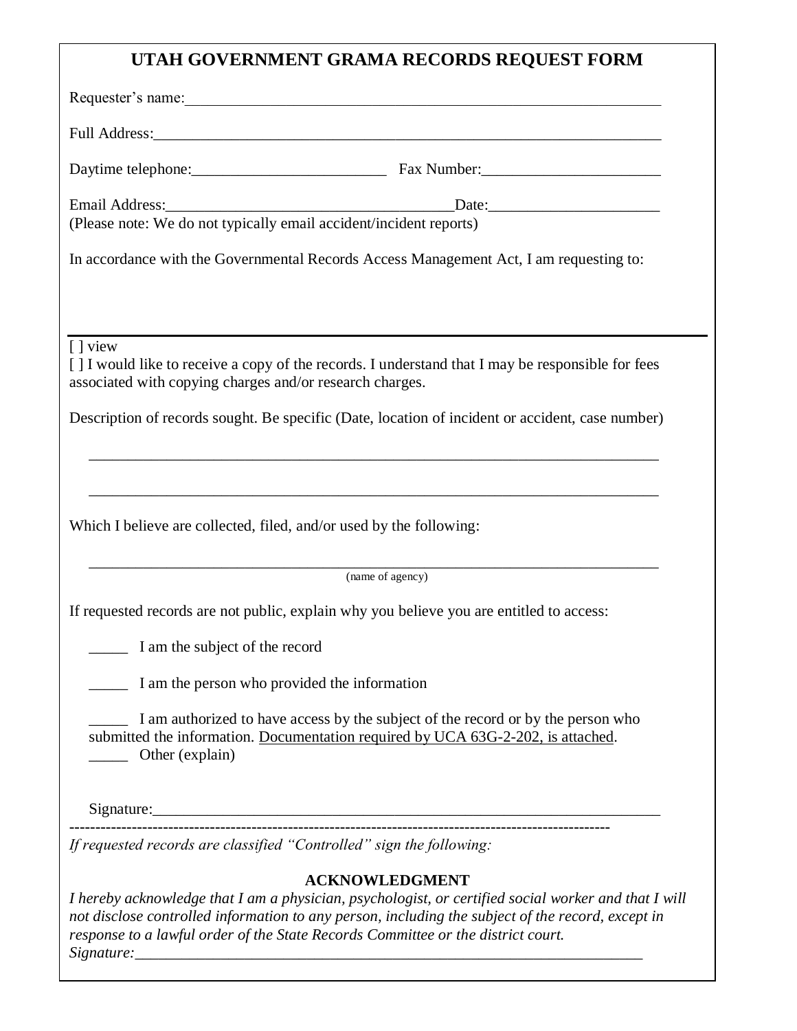# UTAH GOVERNMENT GRAMA RECORDS REQUEST FORM

Requester's name:_______________________________________________________________

Full Address:___________________________________________________________________

Daytime telephone:_________________________ Fax Number:_______________________

Email Address:____________________________________Date:______________________
(Please note: We do not typically email accident/incident reports)

In accordance with the Governmental Records Access Management Act, I am requesting to:

---

[ ] view
[ ] I would like to receive a copy of the records. I understand that I may be responsible for fees associated with copying charges and/or research charges.

Description of records sought. Be specific (Date, location of incident or accident, case number)

___________________________________________________________________________

___________________________________________________________________________

Which I believe are collected, filed, and/or used by the following:

___________________________________________________________________________
(name of agency)

If requested records are not public, explain why you believe you are entitled to access:

_____ I am the subject of the record

_____ I am the person who provided the information

_____ I am authorized to have access by the subject of the record or by the person who submitted the information. Documentation required by UCA 63G-2-202, is attached.
_____ Other (explain)

Signature:______________________________________________________________________

----------------------------------------------------------------------------------------------------

*If requested records are classified "Controlled" sign the following:*

**ACKNOWLEDGMENT**

*I hereby acknowledge that I am a physician, psychologist, or certified social worker and that I will not disclose controlled information to any person, including the subject of the record, except in response to a lawful order of the State Records Committee or the district court.*
*Signature:*_____________________________________________________________________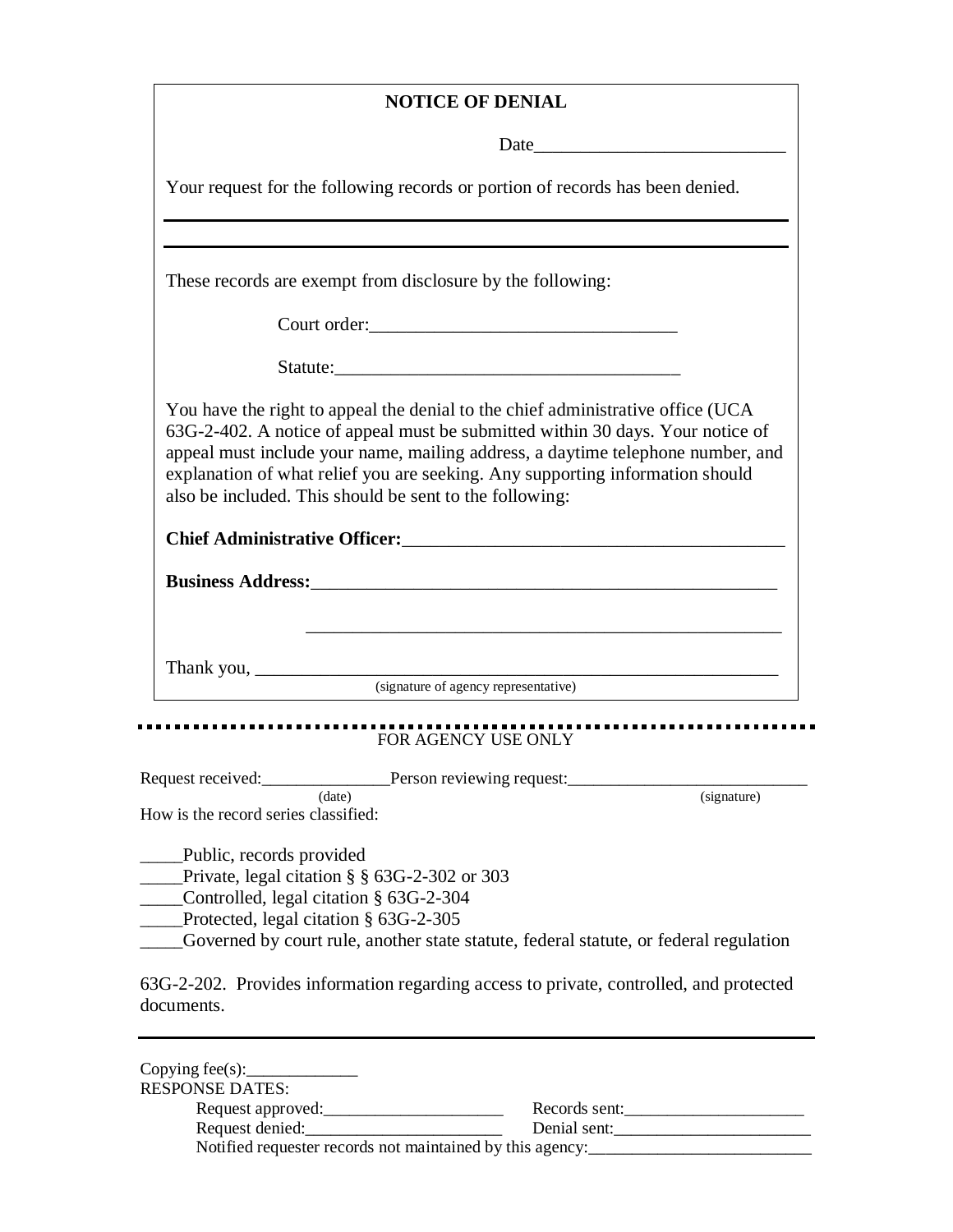# NOTICE OF DENIAL

Date___________________________

Your request for the following records or portion of records has been denied.

---

---

These records are exempt from disclosure by the following:

Court order:_________________________________

Statute:_____________________________________

You have the right to appeal the denial to the chief administrative office (UCA 63G-2-402. A notice of appeal must be submitted within 30 days. Your notice of appeal must include your name, mailing address, a daytime telephone number, and explanation of what relief you are seeking. Any supporting information should also be included. This should be sent to the following:

**Chief Administrative Officer:**_________________________________________

**Business Address:**_____________________________________________________

_____________________________________________________

Thank you, ___________________________________________________________
(signature of agency representative)

---

FOR AGENCY USE ONLY

Request received:_______________ Person reviewing request:____________________________
(date) (signature)

How is the record series classified:

_____Public, records provided
_____Private, legal citation § § 63G-2-302 or 303
_____Controlled, legal citation § 63G-2-304
_____Protected, legal citation § 63G-2-305
_____Governed by court rule, another state statute, federal statute, or federal regulation

63G-2-202. Provides information regarding access to private, controlled, and protected documents.

---

Copying fee(s):_____________

RESPONSE DATES:

Request approved:_____________________ Records sent:_____________________

Request denied:_______________________ Denial sent:_______________________

Notified requester records not maintained by this agency:__________________________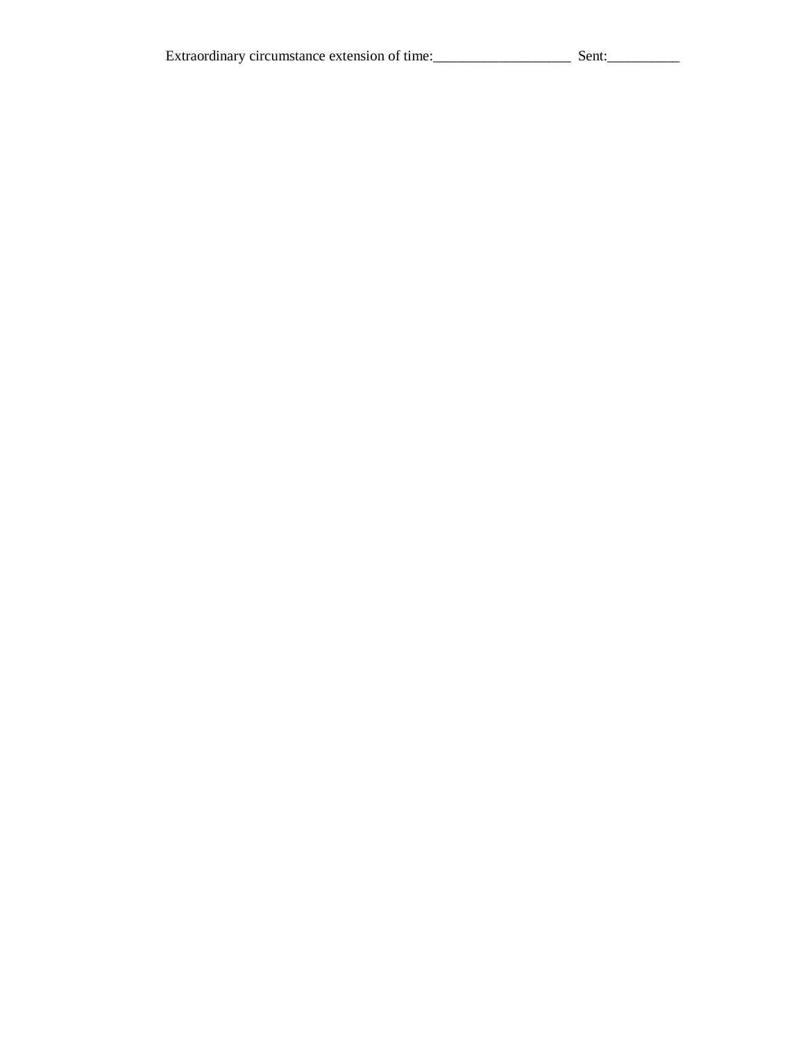Extraordinary circumstance extension of time:___________________ Sent:__________